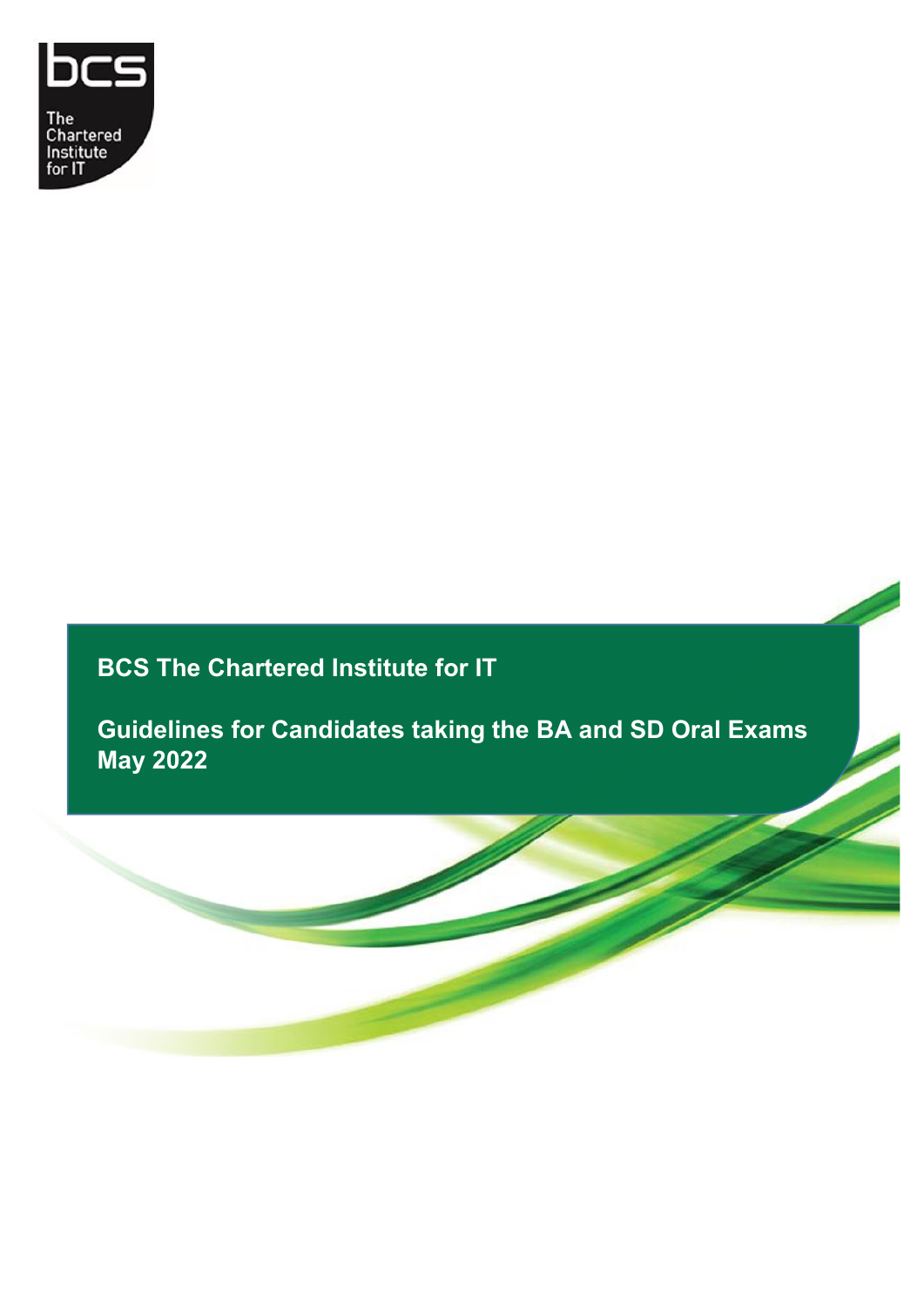bcs

The Chartered Institute for IT

# BCS The Chartered Institute for IT

## Guidelines for Candidates taking the BA and SD Oral Exams May 2022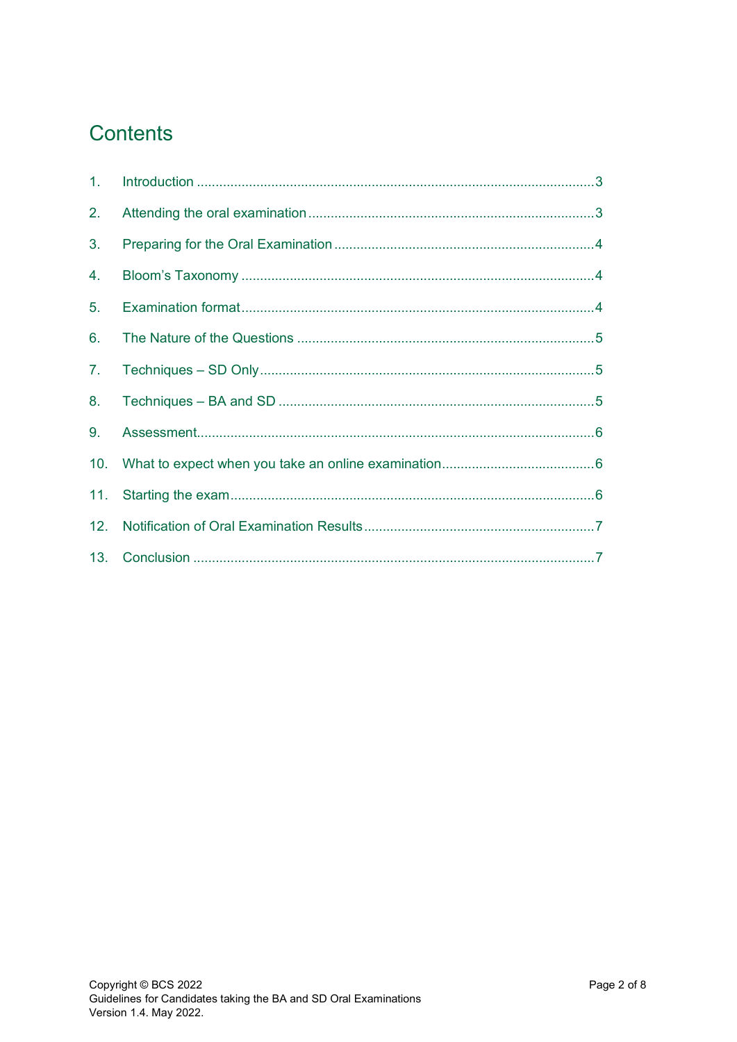# Contents

1. Introduction ... 3
2. Attending the oral examination ... 3
3. Preparing for the Oral Examination ... 4
4. Bloom's Taxonomy ... 4
5. Examination format ... 4
6. The Nature of the Questions ... 5
7. Techniques – SD Only ... 5
8. Techniques – BA and SD ... 5
9. Assessment ... 6
10. What to expect when you take an online examination ... 6
11. Starting the exam ... 6
12. Notification of Oral Examination Results ... 7
13. Conclusion ... 7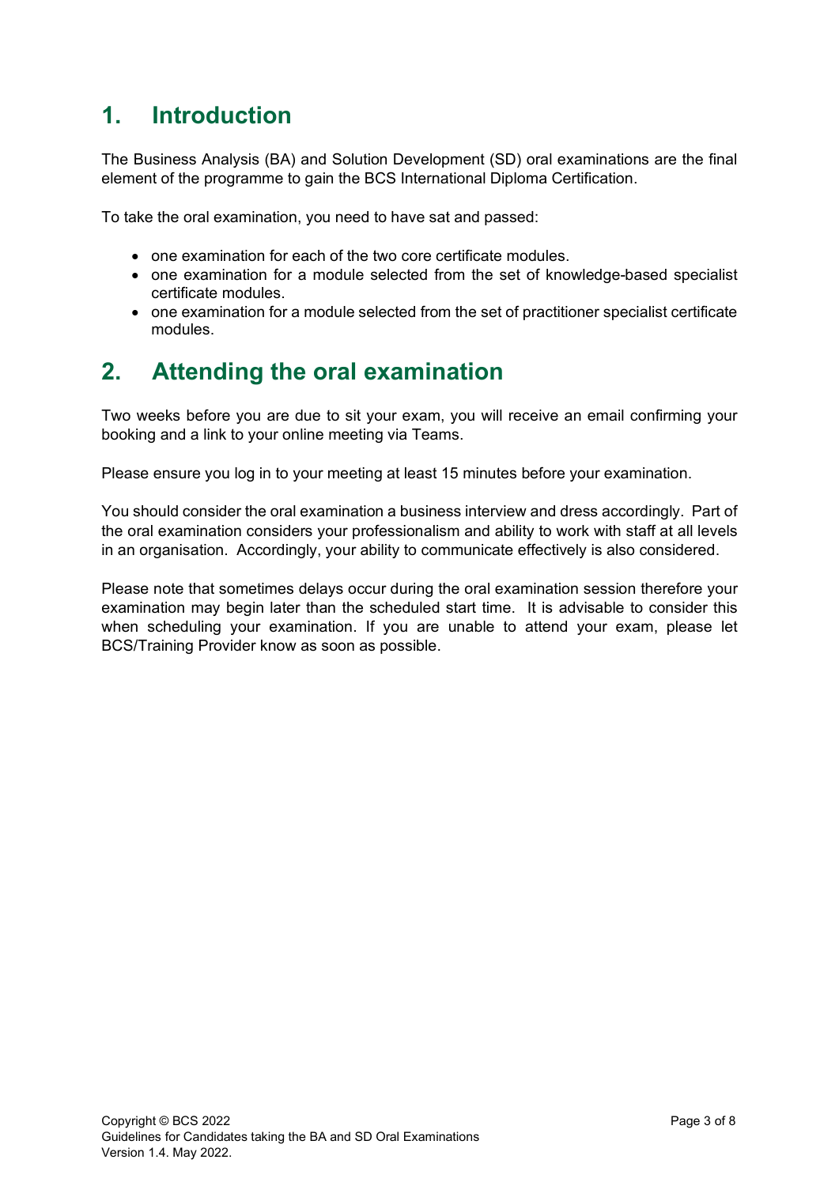## 1. Introduction

The Business Analysis (BA) and Solution Development (SD) oral examinations are the final element of the programme to gain the BCS International Diploma Certification.

To take the oral examination, you need to have sat and passed:

- one examination for each of the two core certificate modules.
- one examination for a module selected from the set of knowledge-based specialist certificate modules.
- one examination for a module selected from the set of practitioner specialist certificate modules.

## 2. Attending the oral examination

Two weeks before you are due to sit your exam, you will receive an email confirming your booking and a link to your online meeting via Teams.

Please ensure you log in to your meeting at least 15 minutes before your examination.

You should consider the oral examination a business interview and dress accordingly. Part of the oral examination considers your professionalism and ability to work with staff at all levels in an organisation. Accordingly, your ability to communicate effectively is also considered.

Please note that sometimes delays occur during the oral examination session therefore your examination may begin later than the scheduled start time. It is advisable to consider this when scheduling your examination. If you are unable to attend your exam, please let BCS/Training Provider know as soon as possible.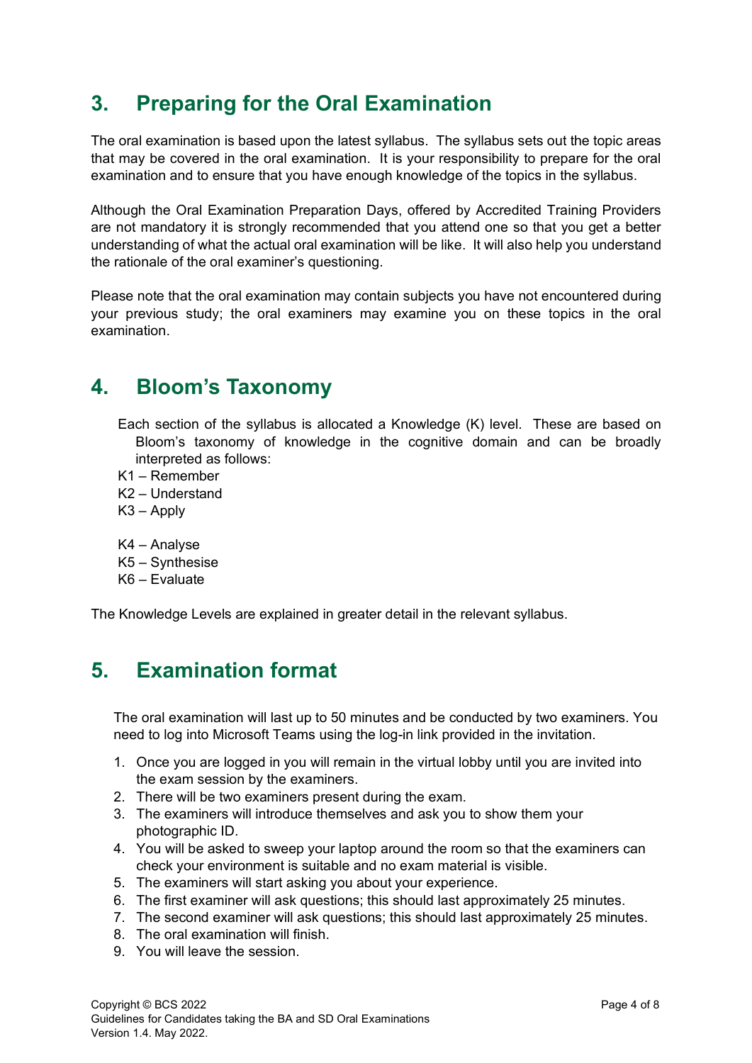## 3. Preparing for the Oral Examination

The oral examination is based upon the latest syllabus. The syllabus sets out the topic areas that may be covered in the oral examination. It is your responsibility to prepare for the oral examination and to ensure that you have enough knowledge of the topics in the syllabus.

Although the Oral Examination Preparation Days, offered by Accredited Training Providers are not mandatory it is strongly recommended that you attend one so that you get a better understanding of what the actual oral examination will be like. It will also help you understand the rationale of the oral examiner's questioning.

Please note that the oral examination may contain subjects you have not encountered during your previous study; the oral examiners may examine you on these topics in the oral examination.

## 4. Bloom's Taxonomy

Each section of the syllabus is allocated a Knowledge (K) level. These are based on Bloom's taxonomy of knowledge in the cognitive domain and can be broadly interpreted as follows:

K1 – Remember
K2 – Understand
K3 – Apply

K4 – Analyse
K5 – Synthesise
K6 – Evaluate

The Knowledge Levels are explained in greater detail in the relevant syllabus.

## 5. Examination format

The oral examination will last up to 50 minutes and be conducted by two examiners. You need to log into Microsoft Teams using the log-in link provided in the invitation.

1. Once you are logged in you will remain in the virtual lobby until you are invited into the exam session by the examiners.
2. There will be two examiners present during the exam.
3. The examiners will introduce themselves and ask you to show them your photographic ID.
4. You will be asked to sweep your laptop around the room so that the examiners can check your environment is suitable and no exam material is visible.
5. The examiners will start asking you about your experience.
6. The first examiner will ask questions; this should last approximately 25 minutes.
7. The second examiner will ask questions; this should last approximately 25 minutes.
8. The oral examination will finish.
9. You will leave the session.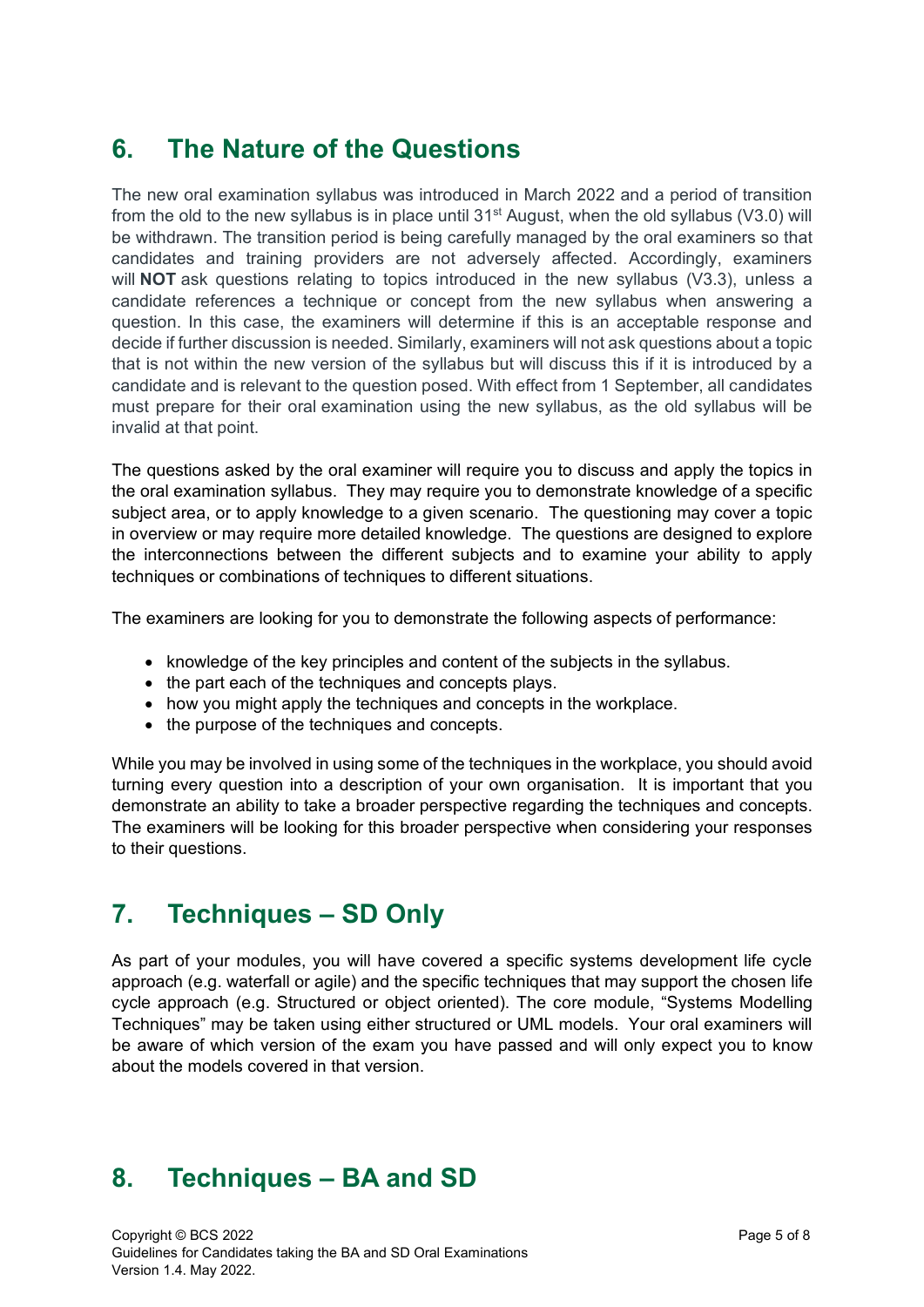## 6. The Nature of the Questions

The new oral examination syllabus was introduced in March 2022 and a period of transition from the old to the new syllabus is in place until 31st August, when the old syllabus (V3.0) will be withdrawn. The transition period is being carefully managed by the oral examiners so that candidates and training providers are not adversely affected. Accordingly, examiners will **NOT** ask questions relating to topics introduced in the new syllabus (V3.3), unless a candidate references a technique or concept from the new syllabus when answering a question. In this case, the examiners will determine if this is an acceptable response and decide if further discussion is needed. Similarly, examiners will not ask questions about a topic that is not within the new version of the syllabus but will discuss this if it is introduced by a candidate and is relevant to the question posed. With effect from 1 September, all candidates must prepare for their oral examination using the new syllabus, as the old syllabus will be invalid at that point.

The questions asked by the oral examiner will require you to discuss and apply the topics in the oral examination syllabus. They may require you to demonstrate knowledge of a specific subject area, or to apply knowledge to a given scenario. The questioning may cover a topic in overview or may require more detailed knowledge. The questions are designed to explore the interconnections between the different subjects and to examine your ability to apply techniques or combinations of techniques to different situations.

The examiners are looking for you to demonstrate the following aspects of performance:

- knowledge of the key principles and content of the subjects in the syllabus.
- the part each of the techniques and concepts plays.
- how you might apply the techniques and concepts in the workplace.
- the purpose of the techniques and concepts.

While you may be involved in using some of the techniques in the workplace, you should avoid turning every question into a description of your own organisation. It is important that you demonstrate an ability to take a broader perspective regarding the techniques and concepts. The examiners will be looking for this broader perspective when considering your responses to their questions.

## 7. Techniques – SD Only

As part of your modules, you will have covered a specific systems development life cycle approach (e.g. waterfall or agile) and the specific techniques that may support the chosen life cycle approach (e.g. Structured or object oriented). The core module, "Systems Modelling Techniques" may be taken using either structured or UML models. Your oral examiners will be aware of which version of the exam you have passed and will only expect you to know about the models covered in that version.

## 8. Techniques – BA and SD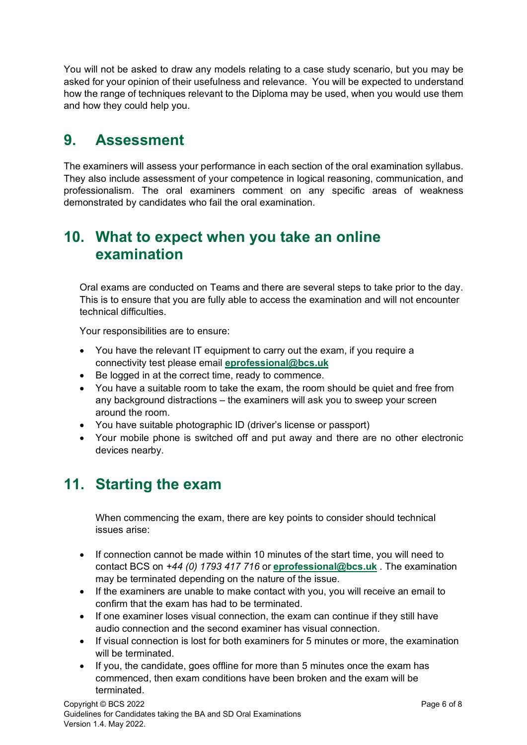You will not be asked to draw any models relating to a case study scenario, but you may be asked for your opinion of their usefulness and relevance. You will be expected to understand how the range of techniques relevant to the Diploma may be used, when you would use them and how they could help you.

## 9. Assessment

The examiners will assess your performance in each section of the oral examination syllabus. They also include assessment of your competence in logical reasoning, communication, and professionalism. The oral examiners comment on any specific areas of weakness demonstrated by candidates who fail the oral examination.

## 10. What to expect when you take an online examination

Oral exams are conducted on Teams and there are several steps to take prior to the day. This is to ensure that you are fully able to access the examination and will not encounter technical difficulties.

Your responsibilities are to ensure:

- You have the relevant IT equipment to carry out the exam, if you require a connectivity test please email **eprofessional@bcs.uk**
- Be logged in at the correct time, ready to commence.
- You have a suitable room to take the exam, the room should be quiet and free from any background distractions – the examiners will ask you to sweep your screen around the room.
- You have suitable photographic ID (driver's license or passport)
- Your mobile phone is switched off and put away and there are no other electronic devices nearby.

## 11. Starting the exam

When commencing the exam, there are key points to consider should technical issues arise:

- If connection cannot be made within 10 minutes of the start time, you will need to contact BCS on *+44 (0) 1793 417 716* or **eprofessional@bcs.uk** . The examination may be terminated depending on the nature of the issue.
- If the examiners are unable to make contact with you, you will receive an email to confirm that the exam has had to be terminated.
- If one examiner loses visual connection, the exam can continue if they still have audio connection and the second examiner has visual connection.
- If visual connection is lost for both examiners for 5 minutes or more, the examination will be terminated.
- If you, the candidate, goes offline for more than 5 minutes once the exam has commenced, then exam conditions have been broken and the exam will be terminated.

Copyright © BCS 2022
Guidelines for Candidates taking the BA and SD Oral Examinations
Version 1.4. May 2022.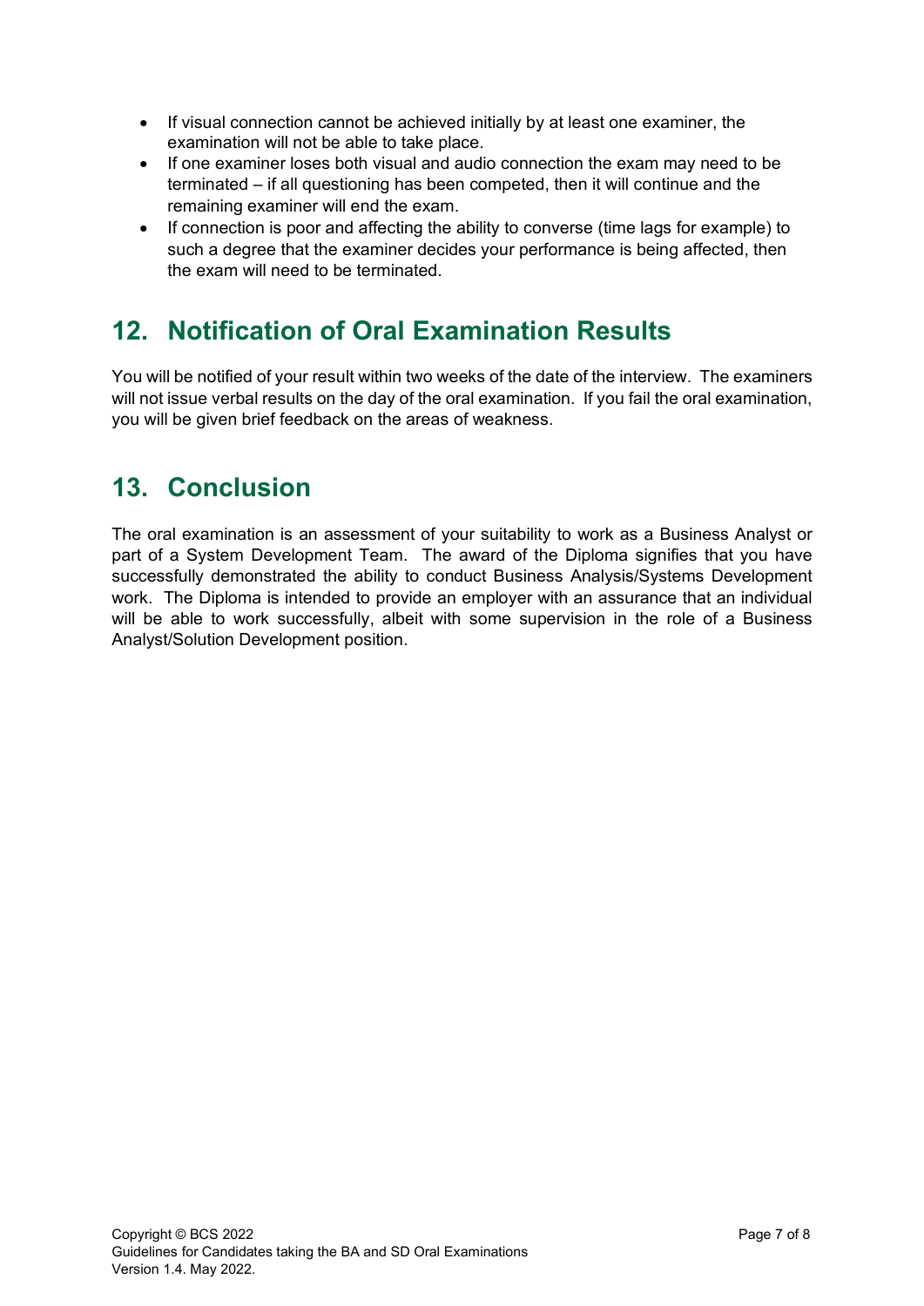- If visual connection cannot be achieved initially by at least one examiner, the examination will not be able to take place.
- If one examiner loses both visual and audio connection the exam may need to be terminated – if all questioning has been competed, then it will continue and the remaining examiner will end the exam.
- If connection is poor and affecting the ability to converse (time lags for example) to such a degree that the examiner decides your performance is being affected, then the exam will need to be terminated.

## 12. Notification of Oral Examination Results

You will be notified of your result within two weeks of the date of the interview. The examiners will not issue verbal results on the day of the oral examination. If you fail the oral examination, you will be given brief feedback on the areas of weakness.

## 13. Conclusion

The oral examination is an assessment of your suitability to work as a Business Analyst or part of a System Development Team. The award of the Diploma signifies that you have successfully demonstrated the ability to conduct Business Analysis/Systems Development work. The Diploma is intended to provide an employer with an assurance that an individual will be able to work successfully, albeit with some supervision in the role of a Business Analyst/Solution Development position.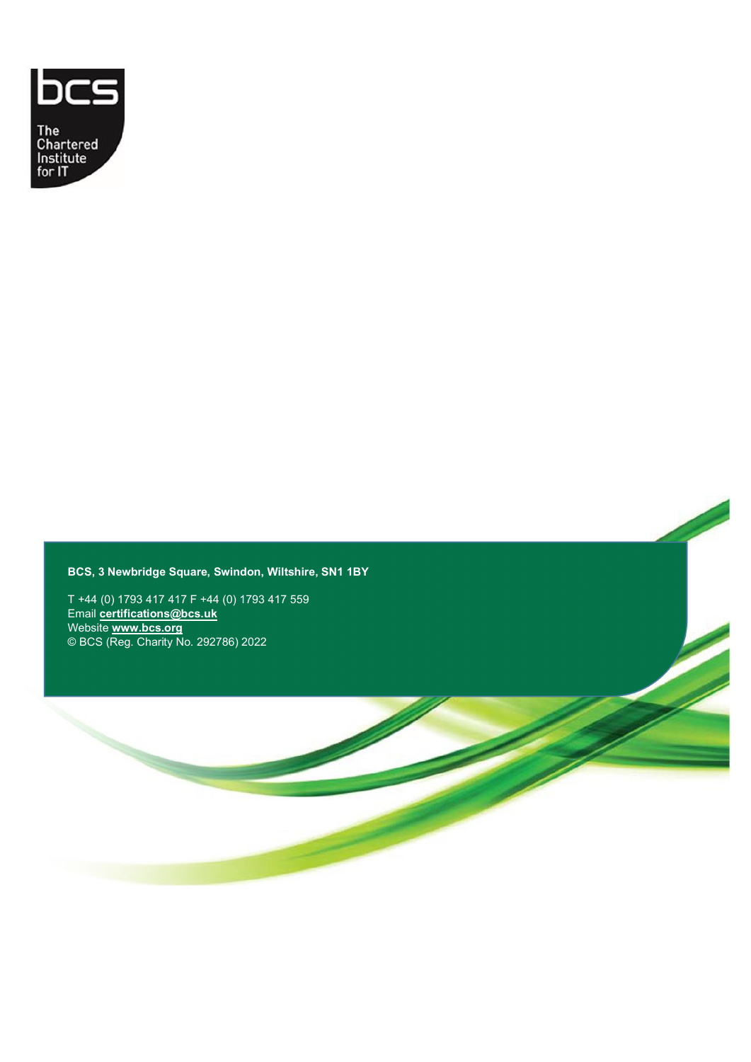**BCS, 3 Newbridge Square, Swindon, Wiltshire, SN1 1BY**

T +44 (0) 1793 417 417 F +44 (0) 1793 417 559
Email **certifications@bcs.uk**
Website **www.bcs.org**
© BCS (Reg. Charity No. 292786) 2022